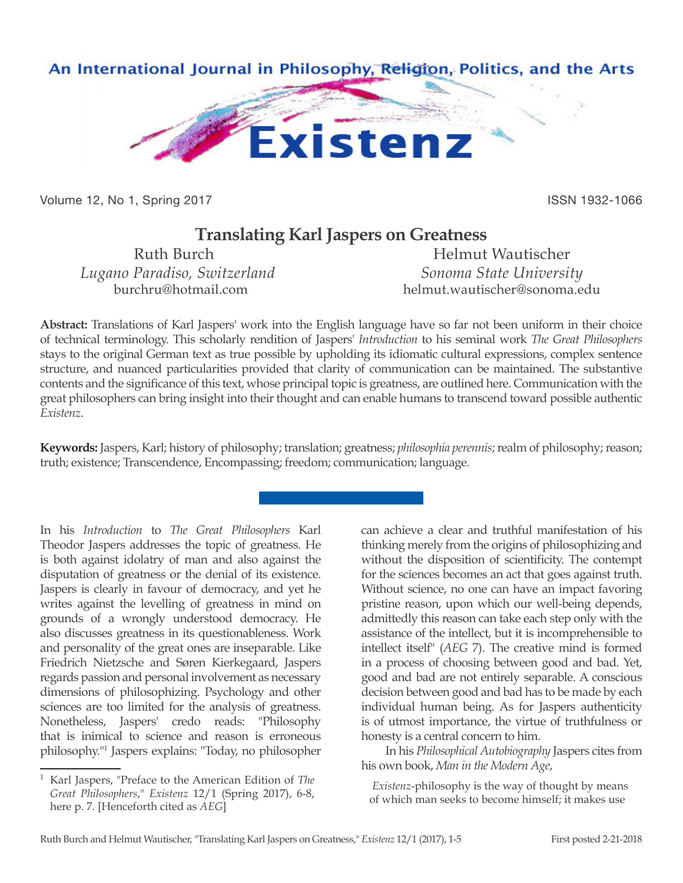# Translating Karl Jaspers on Greatness

Ruth Burch
*Lugano Paradiso, Switzerland*
burchru@hotmail.com

Helmut Wautischer
*Sonoma State University*
helmut.wautischer@sonoma.edu

**Abstract:** Translations of Karl Jaspers' work into the English language have so far not been uniform in their choice of technical terminology. This scholarly rendition of Jaspers' *Introduction* to his seminal work *The Great Philosophers* stays to the original German text as true possible by upholding its idiomatic cultural expressions, complex sentence structure, and nuanced particularities provided that clarity of communication can be maintained. The substantive contents and the significance of this text, whose principal topic is greatness, are outlined here. Communication with the great philosophers can bring insight into their thought and can enable humans to transcend toward possible authentic *Existenz*.

**Keywords:** Jaspers, Karl; history of philosophy; translation; greatness; *philosophia perennis*; realm of philosophy; reason; truth; existence; Transcendence, Encompassing; freedom; communication; language.

---

In his *Introduction* to *The Great Philosophers* Karl Theodor Jaspers addresses the topic of greatness. He is both against idolatry of man and also against the disputation of greatness or the denial of its existence. Jaspers is clearly in favour of democracy, and yet he writes against the levelling of greatness in mind on grounds of a wrongly understood democracy. He also discusses greatness in its questionableness. Work and personality of the great ones are inseparable. Like Friedrich Nietzsche and Søren Kierkegaard, Jaspers regards passion and personal involvement as necessary dimensions of philosophizing. Psychology and other sciences are too limited for the analysis of greatness. Nonetheless, Jaspers' credo reads: "Philosophy that is inimical to science and reason is erroneous philosophy."[1] Jaspers explains: "Today, no philosopher can achieve a clear and truthful manifestation of his thinking merely from the origins of philosophizing and without the disposition of scientificity. The contempt for the sciences becomes an act that goes against truth. Without science, no one can have an impact favoring pristine reason, upon which our well-being depends, admittedly this reason can take each step only with the assistance of the intellect, but it is incomprehensible to intellect itself" (*AEG* 7). The creative mind is formed in a process of choosing between good and bad. Yet, good and bad are not entirely separable. A conscious decision between good and bad has to be made by each individual human being. As for Jaspers authenticity is of utmost importance, the virtue of truthfulness or honesty is a central concern to him.

In his *Philosophical Autobiography* Jaspers cites from his own book, *Man in the Modern Age*,

> *Existenz*-philosophy is the way of thought by means of which man seeks to become himself; it makes use

---

[1] Karl Jaspers, "Preface to the American Edition of *The Great Philosophers*," *Existenz* 12/1 (Spring 2017), 6-8, here p. 7. [Henceforth cited as *AEG*]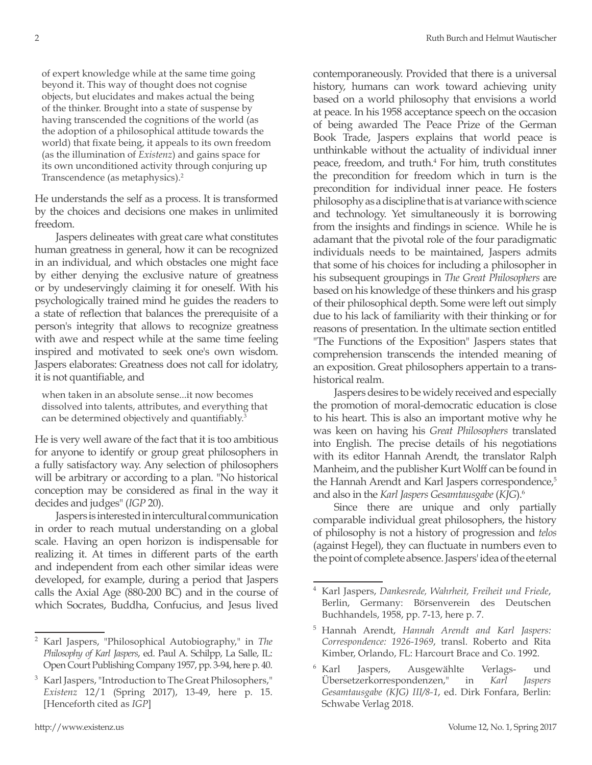> of expert knowledge while at the same time going beyond it. This way of thought does not cognise objects, but elucidates and makes actual the being of the thinker. Brought into a state of suspense by having transcended the cognitions of the world (as the adoption of a philosophical attitude towards the world) that fixate being, it appeals to its own freedom (as the illumination of *Existenz*) and gains space for its own unconditioned activity through conjuring up Transcendence (as metaphysics).[2]

He understands the self as a process. It is transformed by the choices and decisions one makes in unlimited freedom.

Jaspers delineates with great care what constitutes human greatness in general, how it can be recognized in an individual, and which obstacles one might face by either denying the exclusive nature of greatness or by undeservingly claiming it for oneself. With his psychologically trained mind he guides the readers to a state of reflection that balances the prerequisite of a person's integrity that allows to recognize greatness with awe and respect while at the same time feeling inspired and motivated to seek one's own wisdom. Jaspers elaborates: Greatness does not call for idolatry, it is not quantifiable, and

> when taken in an absolute sense...it now becomes dissolved into talents, attributes, and everything that can be determined objectively and quantifiably.[3]

He is very well aware of the fact that it is too ambitious for anyone to identify or group great philosophers in a fully satisfactory way. Any selection of philosophers will be arbitrary or according to a plan. "No historical conception may be considered as final in the way it decides and judges" (*IGP* 20).

Jaspers is interested in intercultural communication in order to reach mutual understanding on a global scale. Having an open horizon is indispensable for realizing it. At times in different parts of the earth and independent from each other similar ideas were developed, for example, during a period that Jaspers calls the Axial Age (880-200 BC) and in the course of which Socrates, Buddha, Confucius, and Jesus lived contemporaneously. Provided that there is a universal history, humans can work toward achieving unity based on a world philosophy that envisions a world at peace. In his 1958 acceptance speech on the occasion of being awarded The Peace Prize of the German Book Trade, Jaspers explains that world peace is unthinkable without the actuality of individual inner peace, freedom, and truth.[4] For him, truth constitutes the precondition for freedom which in turn is the precondition for individual inner peace. He fosters philosophy as a discipline that is at variance with science and technology. Yet simultaneously it is borrowing from the insights and findings in science. While he is adamant that the pivotal role of the four paradigmatic individuals needs to be maintained, Jaspers admits that some of his choices for including a philosopher in his subsequent groupings in *The Great Philosophers* are based on his knowledge of these thinkers and his grasp of their philosophical depth. Some were left out simply due to his lack of familiarity with their thinking or for reasons of presentation. In the ultimate section entitled "The Functions of the Exposition" Jaspers states that comprehension transcends the intended meaning of an exposition. Great philosophers appertain to a trans-historical realm.

Jaspers desires to be widely received and especially the promotion of moral-democratic education is close to his heart. This is also an important motive why he was keen on having his *Great Philosophers* translated into English. The precise details of his negotiations with its editor Hannah Arendt, the translator Ralph Manheim, and the publisher Kurt Wolff can be found in the Hannah Arendt and Karl Jaspers correspondence,[5] and also in the *Karl Jaspers Gesamtausgabe* (*KJG*).[6]

Since there are unique and only partially comparable individual great philosophers, the history of philosophy is not a history of progression and *telos* (against Hegel), they can fluctuate in numbers even to the point of complete absence. Jaspers' idea of the eternal

---

[2] Karl Jaspers, "Philosophical Autobiography," in *The Philosophy of Karl Jaspers*, ed. Paul A. Schilpp, La Salle, IL: Open Court Publishing Company 1957, pp. 3-94, here p. 40.

[3] Karl Jaspers, "Introduction to The Great Philosophers," *Existenz* 12/1 (Spring 2017), 13-49, here p. 15. [Henceforth cited as *IGP*]

[4] Karl Jaspers, *Dankesrede, Wahrheit, Freiheit und Friede*, Berlin, Germany: Börsenverein des Deutschen Buchhandels, 1958, pp. 7-13, here p. 7.

[5] Hannah Arendt, *Hannah Arendt and Karl Jaspers: Correspondence: 1926-1969*, transl. Roberto and Rita Kimber, Orlando, FL: Harcourt Brace and Co. 1992.

[6] Karl Jaspers, Ausgewählte Verlags- und Übersetzerkorrespondenzen," in *Karl Jaspers Gesamtausgabe (KJG) III/8-1*, ed. Dirk Fonfara, Berlin: Schwabe Verlag 2018.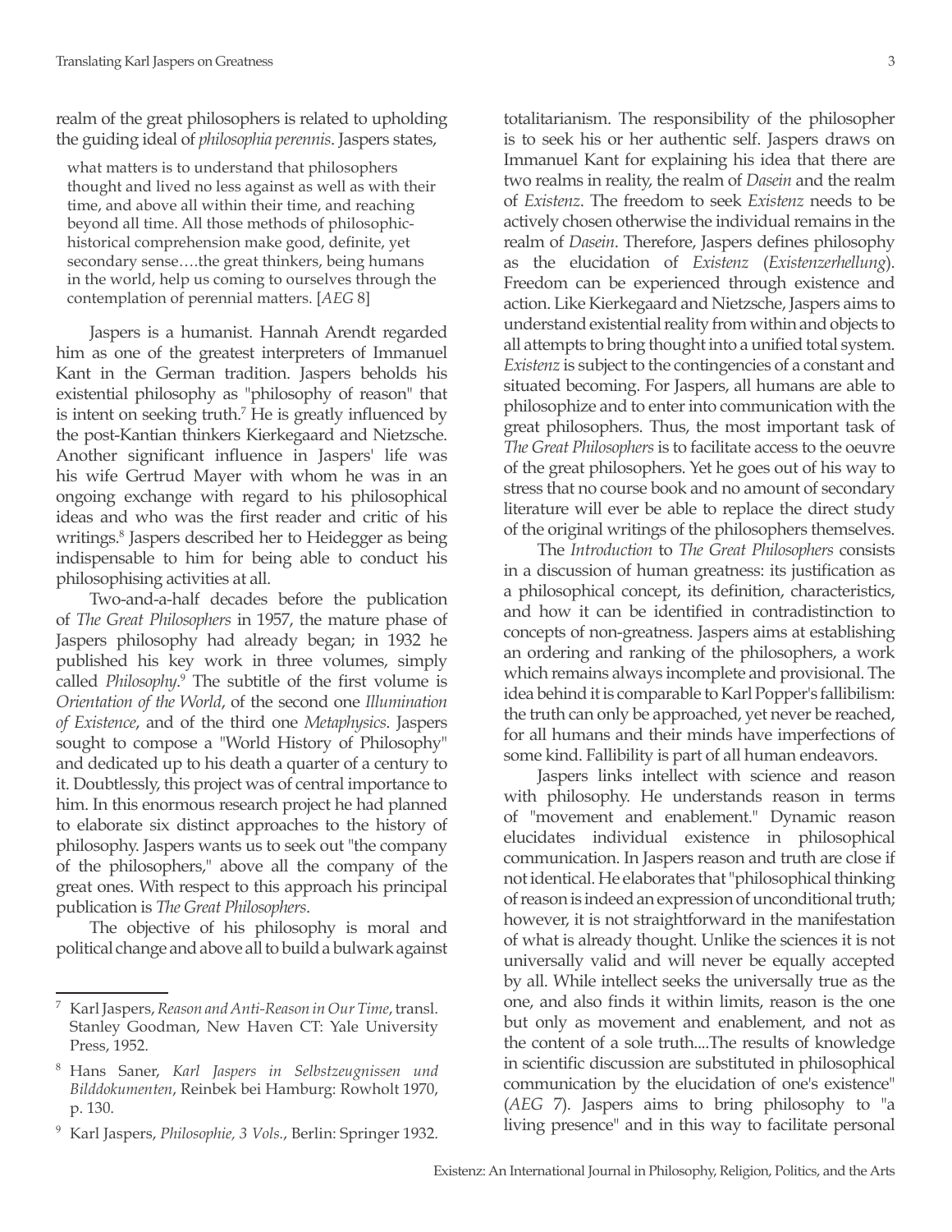realm of the great philosophers is related to upholding the guiding ideal of *philosophia perennis*. Jaspers states,

> what matters is to understand that philosophers thought and lived no less against as well as with their time, and above all within their time, and reaching beyond all time. All those methods of philosophic-historical comprehension make good, definite, yet secondary sense….the great thinkers, being humans in the world, help us coming to ourselves through the contemplation of perennial matters. [*AEG* 8]

Jaspers is a humanist. Hannah Arendt regarded him as one of the greatest interpreters of Immanuel Kant in the German tradition. Jaspers beholds his existential philosophy as "philosophy of reason" that is intent on seeking truth.[7] He is greatly influenced by the post-Kantian thinkers Kierkegaard and Nietzsche. Another significant influence in Jaspers' life was his wife Gertrud Mayer with whom he was in an ongoing exchange with regard to his philosophical ideas and who was the first reader and critic of his writings.[8] Jaspers described her to Heidegger as being indispensable to him for being able to conduct his philosophising activities at all.

Two-and-a-half decades before the publication of *The Great Philosophers* in 1957, the mature phase of Jaspers philosophy had already began; in 1932 he published his key work in three volumes, simply called *Philosophy*.[9] The subtitle of the first volume is *Orientation of the World*, of the second one *Illumination of Existence*, and of the third one *Metaphysics*. Jaspers sought to compose a "World History of Philosophy" and dedicated up to his death a quarter of a century to it. Doubtlessly, this project was of central importance to him. In this enormous research project he had planned to elaborate six distinct approaches to the history of philosophy. Jaspers wants us to seek out "the company of the philosophers," above all the company of the great ones. With respect to this approach his principal publication is *The Great Philosophers*.

The objective of his philosophy is moral and political change and above all to build a bulwark against totalitarianism. The responsibility of the philosopher is to seek his or her authentic self. Jaspers draws on Immanuel Kant for explaining his idea that there are two realms in reality, the realm of *Dasein* and the realm of *Existenz*. The freedom to seek *Existenz* needs to be actively chosen otherwise the individual remains in the realm of *Dasein*. Therefore, Jaspers defines philosophy as the elucidation of *Existenz* (*Existenzerhellung*). Freedom can be experienced through existence and action. Like Kierkegaard and Nietzsche, Jaspers aims to understand existential reality from within and objects to all attempts to bring thought into a unified total system. *Existenz* is subject to the contingencies of a constant and situated becoming. For Jaspers, all humans are able to philosophize and to enter into communication with the great philosophers. Thus, the most important task of *The Great Philosophers* is to facilitate access to the oeuvre of the great philosophers. Yet he goes out of his way to stress that no course book and no amount of secondary literature will ever be able to replace the direct study of the original writings of the philosophers themselves.

The *Introduction* to *The Great Philosophers* consists in a discussion of human greatness: its justification as a philosophical concept, its definition, characteristics, and how it can be identified in contradistinction to concepts of non-greatness. Jaspers aims at establishing an ordering and ranking of the philosophers, a work which remains always incomplete and provisional. The idea behind it is comparable to Karl Popper's fallibilism: the truth can only be approached, yet never be reached, for all humans and their minds have imperfections of some kind. Fallibility is part of all human endeavors.

Jaspers links intellect with science and reason with philosophy. He understands reason in terms of "movement and enablement." Dynamic reason elucidates individual existence in philosophical communication. In Jaspers reason and truth are close if not identical. He elaborates that "philosophical thinking of reason is indeed an expression of unconditional truth; however, it is not straightforward in the manifestation of what is already thought. Unlike the sciences it is not universally valid and will never be equally accepted by all. While intellect seeks the universally true as the one, and also finds it within limits, reason is the one but only as movement and enablement, and not as the content of a sole truth....The results of knowledge in scientific discussion are substituted in philosophical communication by the elucidation of one's existence" (*AEG* 7). Jaspers aims to bring philosophy to "a living presence" and in this way to facilitate personal

---

[7] Karl Jaspers, *Reason and Anti-Reason in Our Time*, transl. Stanley Goodman, New Haven CT: Yale University Press, 1952.

[8] Hans Saner, *Karl Jaspers in Selbstzeugnissen und Bilddokumenten*, Reinbek bei Hamburg: Rowholt 1970, p. 130.

[9] Karl Jaspers, *Philosophie, 3 Vols.*, Berlin: Springer 1932.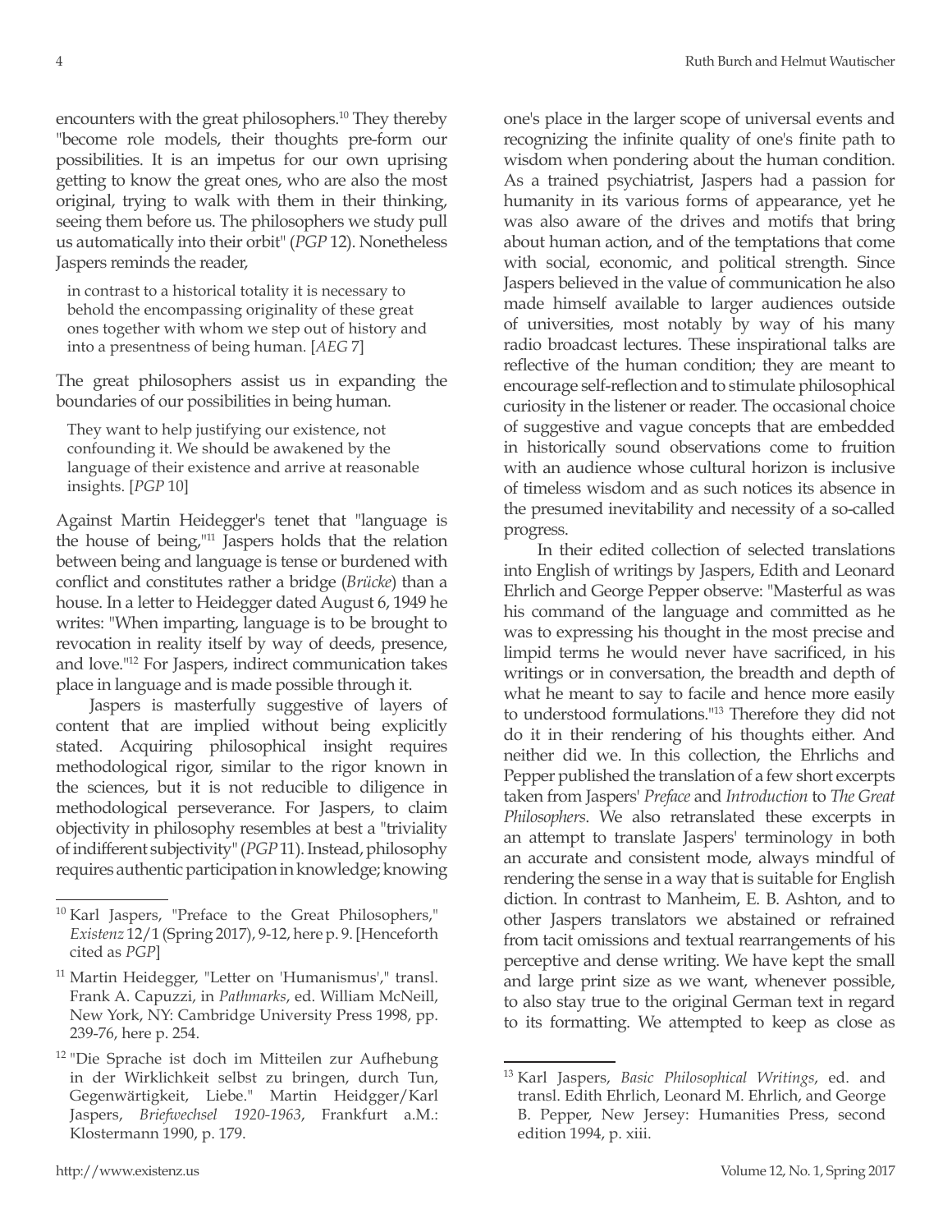encounters with the great philosophers.[10] They thereby "become role models, their thoughts pre-form our possibilities. It is an impetus for our own uprising getting to know the great ones, who are also the most original, trying to walk with them in their thinking, seeing them before us. The philosophers we study pull us automatically into their orbit" (*PGP* 12). Nonetheless Jaspers reminds the reader,

> in contrast to a historical totality it is necessary to behold the encompassing originality of these great ones together with whom we step out of history and into a presentness of being human. [*AEG* 7]

The great philosophers assist us in expanding the boundaries of our possibilities in being human.

> They want to help justifying our existence, not confounding it. We should be awakened by the language of their existence and arrive at reasonable insights. [*PGP* 10]

Against Martin Heidegger's tenet that "language is the house of being,"[11] Jaspers holds that the relation between being and language is tense or burdened with conflict and constitutes rather a bridge (*Brücke*) than a house. In a letter to Heidegger dated August 6, 1949 he writes: "When imparting, language is to be brought to revocation in reality itself by way of deeds, presence, and love."[12] For Jaspers, indirect communication takes place in language and is made possible through it.

Jaspers is masterfully suggestive of layers of content that are implied without being explicitly stated. Acquiring philosophical insight requires methodological rigor, similar to the rigor known in the sciences, but it is not reducible to diligence in methodological perseverance. For Jaspers, to claim objectivity in philosophy resembles at best a "triviality of indifferent subjectivity" (*PGP* 11). Instead, philosophy requires authentic participation in knowledge; knowing one's place in the larger scope of universal events and recognizing the infinite quality of one's finite path to wisdom when pondering about the human condition. As a trained psychiatrist, Jaspers had a passion for humanity in its various forms of appearance, yet he was also aware of the drives and motifs that bring about human action, and of the temptations that come with social, economic, and political strength. Since Jaspers believed in the value of communication he also made himself available to larger audiences outside of universities, most notably by way of his many radio broadcast lectures. These inspirational talks are reflective of the human condition; they are meant to encourage self-reflection and to stimulate philosophical curiosity in the listener or reader. The occasional choice of suggestive and vague concepts that are embedded in historically sound observations come to fruition with an audience whose cultural horizon is inclusive of timeless wisdom and as such notices its absence in the presumed inevitability and necessity of a so-called progress.

In their edited collection of selected translations into English of writings by Jaspers, Edith and Leonard Ehrlich and George Pepper observe: "Masterful as was his command of the language and committed as he was to expressing his thought in the most precise and limpid terms he would never have sacrificed, in his writings or in conversation, the breadth and depth of what he meant to say to facile and hence more easily to understood formulations."[13] Therefore they did not do it in their rendering of his thoughts either. And neither did we. In this collection, the Ehrlichs and Pepper published the translation of a few short excerpts taken from Jaspers' *Preface* and *Introduction* to *The Great Philosophers*. We also retranslated these excerpts in an attempt to translate Jaspers' terminology in both an accurate and consistent mode, always mindful of rendering the sense in a way that is suitable for English diction. In contrast to Manheim, E. B. Ashton, and to other Jaspers translators we abstained or refrained from tacit omissions and textual rearrangements of his perceptive and dense writing. We have kept the small and large print size as we want, whenever possible, to also stay true to the original German text in regard to its formatting. We attempted to keep as close as

---

[10] Karl Jaspers, "Preface to the Great Philosophers," *Existenz* 12/1 (Spring 2017), 9-12, here p. 9. [Henceforth cited as *PGP*]

[11] Martin Heidegger, "Letter on 'Humanismus'," transl. Frank A. Capuzzi, in *Pathmarks*, ed. William McNeill, New York, NY: Cambridge University Press 1998, pp. 239-76, here p. 254.

[12] "Die Sprache ist doch im Mitteilen zur Aufhebung in der Wirklichkeit selbst zu bringen, durch Tun, Gegenwärtigkeit, Liebe." Martin Heidgger/Karl Jaspers, *Briefwechsel 1920-1963*, Frankfurt a.M.: Klostermann 1990, p. 179.

[13] Karl Jaspers, *Basic Philosophical Writings*, ed. and transl. Edith Ehrlich, Leonard M. Ehrlich, and George B. Pepper, New Jersey: Humanities Press, second edition 1994, p. xiii.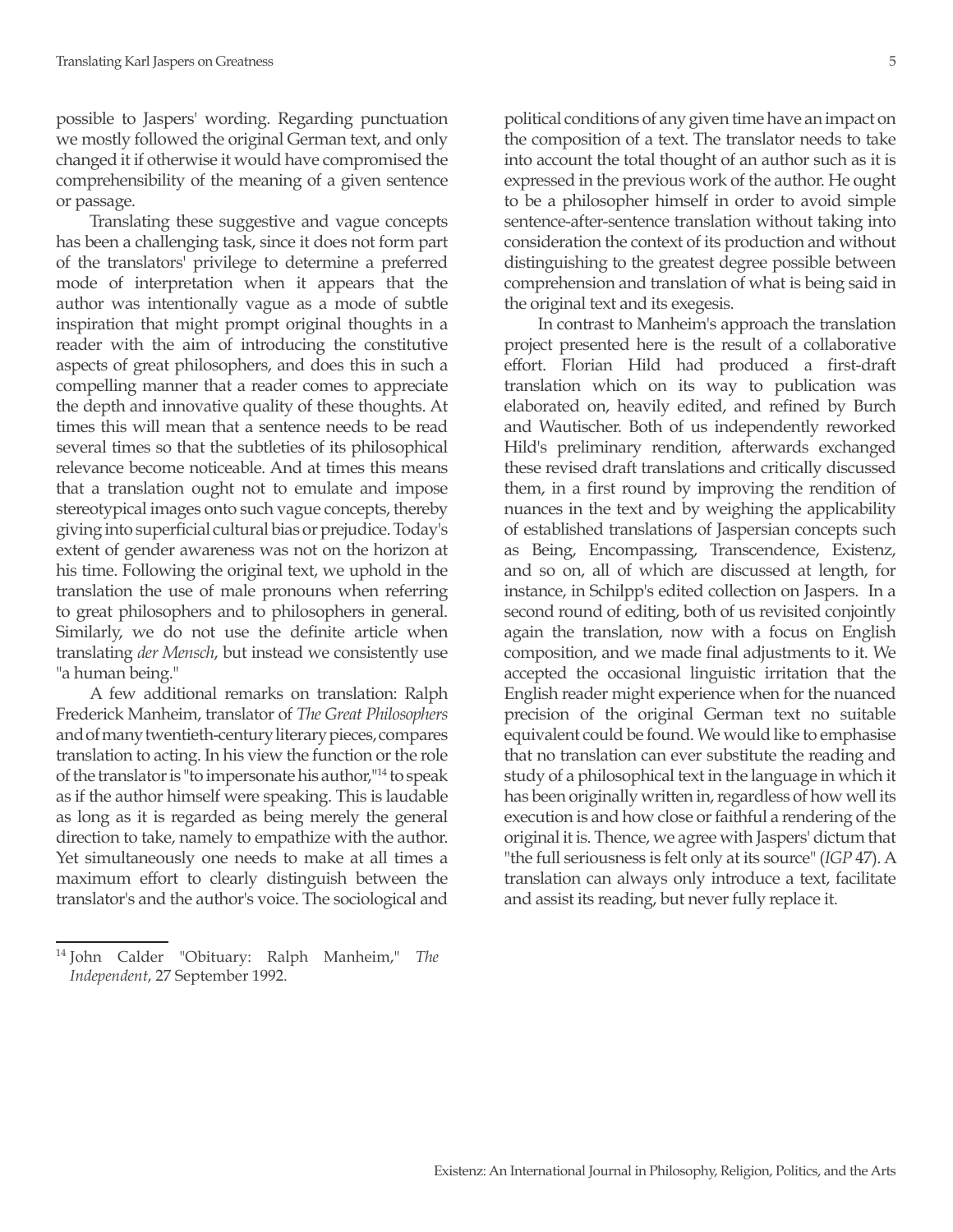possible to Jaspers' wording. Regarding punctuation we mostly followed the original German text, and only changed it if otherwise it would have compromised the comprehensibility of the meaning of a given sentence or passage.

Translating these suggestive and vague concepts has been a challenging task, since it does not form part of the translators' privilege to determine a preferred mode of interpretation when it appears that the author was intentionally vague as a mode of subtle inspiration that might prompt original thoughts in a reader with the aim of introducing the constitutive aspects of great philosophers, and does this in such a compelling manner that a reader comes to appreciate the depth and innovative quality of these thoughts. At times this will mean that a sentence needs to be read several times so that the subtleties of its philosophical relevance become noticeable. And at times this means that a translation ought not to emulate and impose stereotypical images onto such vague concepts, thereby giving into superficial cultural bias or prejudice. Today's extent of gender awareness was not on the horizon at his time. Following the original text, we uphold in the translation the use of male pronouns when referring to great philosophers and to philosophers in general. Similarly, we do not use the definite article when translating *der Mensch*, but instead we consistently use "a human being."

A few additional remarks on translation: Ralph Frederick Manheim, translator of *The Great Philosophers* and of many twentieth-century literary pieces, compares translation to acting. In his view the function or the role of the translator is "to impersonate his author,"[14] to speak as if the author himself were speaking. This is laudable as long as it is regarded as being merely the general direction to take, namely to empathize with the author. Yet simultaneously one needs to make at all times a maximum effort to clearly distinguish between the translator's and the author's voice. The sociological and political conditions of any given time have an impact on the composition of a text. The translator needs to take into account the total thought of an author such as it is expressed in the previous work of the author. He ought to be a philosopher himself in order to avoid simple sentence-after-sentence translation without taking into consideration the context of its production and without distinguishing to the greatest degree possible between comprehension and translation of what is being said in the original text and its exegesis.

In contrast to Manheim's approach the translation project presented here is the result of a collaborative effort. Florian Hild had produced a first-draft translation which on its way to publication was elaborated on, heavily edited, and refined by Burch and Wautischer. Both of us independently reworked Hild's preliminary rendition, afterwards exchanged these revised draft translations and critically discussed them, in a first round by improving the rendition of nuances in the text and by weighing the applicability of established translations of Jaspersian concepts such as Being, Encompassing, Transcendence, Existenz, and so on, all of which are discussed at length, for instance, in Schilpp's edited collection on Jaspers. In a second round of editing, both of us revisited conjointly again the translation, now with a focus on English composition, and we made final adjustments to it. We accepted the occasional linguistic irritation that the English reader might experience when for the nuanced precision of the original German text no suitable equivalent could be found. We would like to emphasise that no translation can ever substitute the reading and study of a philosophical text in the language in which it has been originally written in, regardless of how well its execution is and how close or faithful a rendering of the original it is. Thence, we agree with Jaspers' dictum that "the full seriousness is felt only at its source" (*IGP* 47). A translation can always only introduce a text, facilitate and assist its reading, but never fully replace it.

---

[14] John Calder "Obituary: Ralph Manheim," *The Independent*, 27 September 1992.